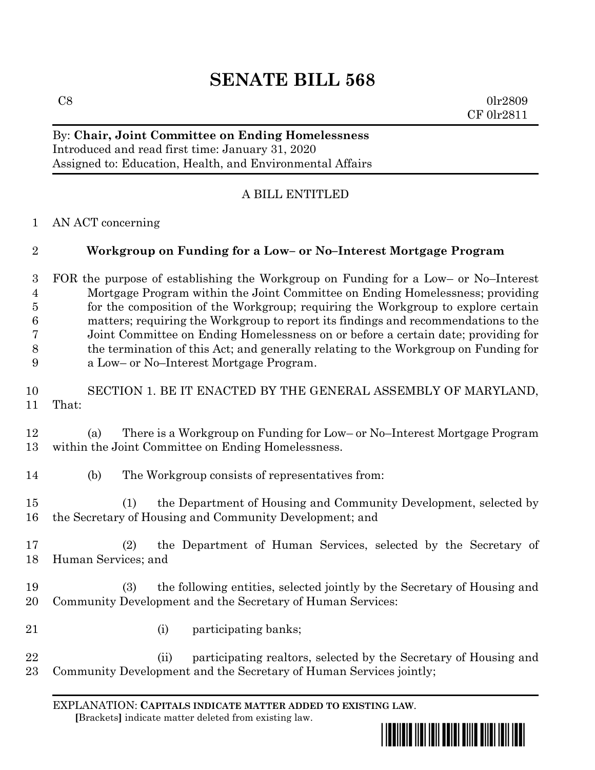# SENATE BILL 568

C8 0lr2809
CF 0lr2811

By: **Chair, Joint Committee on Ending Homelessness**
Introduced and read first time: January 31, 2020
Assigned to: Education, Health, and Environmental Affairs

A BILL ENTITLED

1 AN ACT concerning

2 **Workgroup on Funding for a Low– or No–Interest Mortgage Program**

3 FOR the purpose of establishing the Workgroup on Funding for a Low– or No–Interest
4 Mortgage Program within the Joint Committee on Ending Homelessness; providing
5 for the composition of the Workgroup; requiring the Workgroup to explore certain
6 matters; requiring the Workgroup to report its findings and recommendations to the
7 Joint Committee on Ending Homelessness on or before a certain date; providing for
8 the termination of this Act; and generally relating to the Workgroup on Funding for
9 a Low– or No–Interest Mortgage Program.

10 SECTION 1. BE IT ENACTED BY THE GENERAL ASSEMBLY OF MARYLAND,
11 That:

12 (a) There is a Workgroup on Funding for Low– or No–Interest Mortgage Program
13 within the Joint Committee on Ending Homelessness.

14 (b) The Workgroup consists of representatives from:

15 (1) the Department of Housing and Community Development, selected by
16 the Secretary of Housing and Community Development; and

17 (2) the Department of Human Services, selected by the Secretary of
18 Human Services; and

19 (3) the following entities, selected jointly by the Secretary of Housing and
20 Community Development and the Secretary of Human Services:

21 (i) participating banks;

22 (ii) participating realtors, selected by the Secretary of Housing and
23 Community Development and the Secretary of Human Services jointly;

EXPLANATION: **CAPITALS INDICATE MATTER ADDED TO EXISTING LAW**.
**[**Brackets**]** indicate matter deleted from existing law.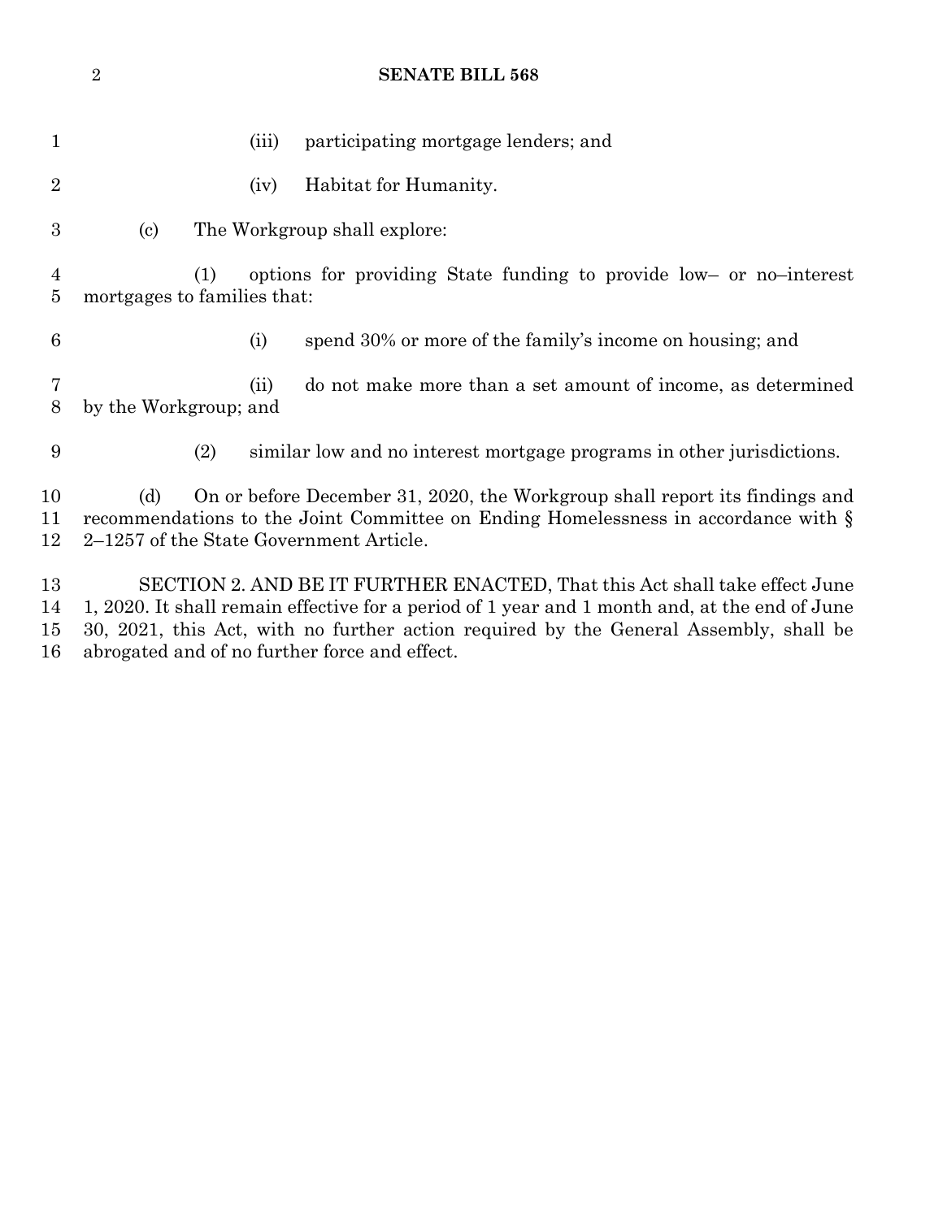(iii) participating mortgage lenders; and

(iv) Habitat for Humanity.

(c) The Workgroup shall explore:

(1) options for providing State funding to provide low– or no–interest mortgages to families that:

(i) spend 30% or more of the family's income on housing; and

(ii) do not make more than a set amount of income, as determined by the Workgroup; and

(2) similar low and no interest mortgage programs in other jurisdictions.

(d) On or before December 31, 2020, the Workgroup shall report its findings and recommendations to the Joint Committee on Ending Homelessness in accordance with § 2–1257 of the State Government Article.

SECTION 2. AND BE IT FURTHER ENACTED, That this Act shall take effect June 1, 2020. It shall remain effective for a period of 1 year and 1 month and, at the end of June 30, 2021, this Act, with no further action required by the General Assembly, shall be abrogated and of no further force and effect.